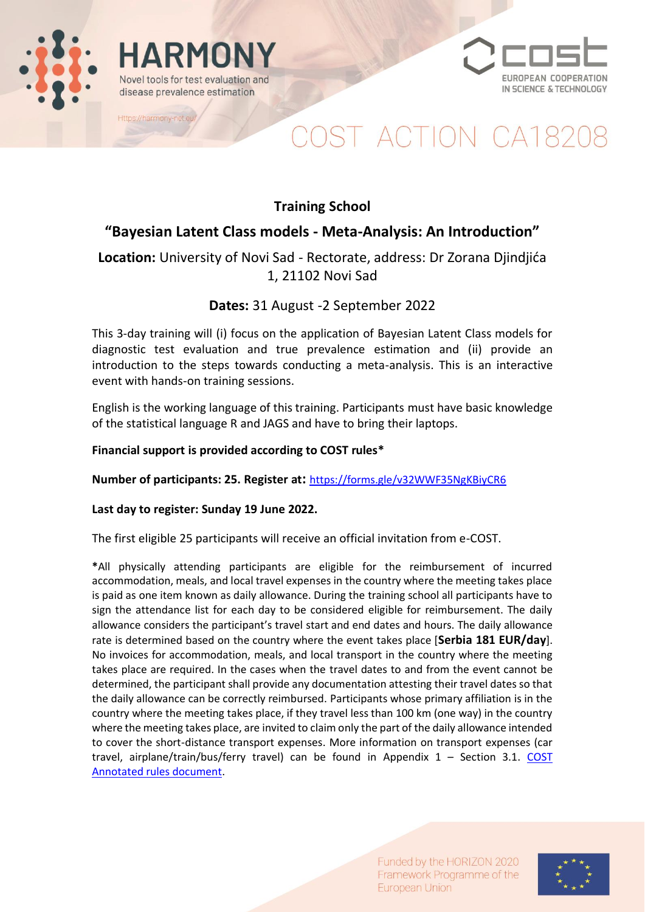HARMONY

Novel tools for test evaluation and disease prevalence estimation

Https://harmony-net.eu/

COST

EUROPEAN COOPERATION IN SCIENCE & TECHNOLOGY

# COST ACTION CA18208

## Training School

## “Bayesian Latent Class models - Meta-Analysis: An Introduction”

**Location:** University of Novi Sad - Rectorate, address: Dr Zorana Djindjića 1, 21102 Novi Sad

**Dates:** 31 August -2 September 2022

This 3-day training will (i) focus on the application of Bayesian Latent Class models for diagnostic test evaluation and true prevalence estimation and (ii) provide an introduction to the steps towards conducting a meta-analysis. This is an interactive event with hands-on training sessions.

English is the working language of this training. Participants must have basic knowledge of the statistical language R and JAGS and have to bring their laptops.

**Financial support is provided according to COST rules***

**Number of participants: 25. Register at:** https://forms.gle/v32WWF35NgKBiyCR6

**Last day to register: Sunday 19 June 2022.**

The first eligible 25 participants will receive an official invitation from e-COST.

***All** physically attending participants are eligible for the reimbursement of incurred accommodation, meals, and local travel expenses in the country where the meeting takes place is paid as one item known as daily allowance. During the training school all participants have to sign the attendance list for each day to be considered eligible for reimbursement. The daily allowance considers the participant’s travel start and end dates and hours. The daily allowance rate is determined based on the country where the event takes place [**Serbia 181 EUR/day**]. No invoices for accommodation, meals, and local transport in the country where the meeting takes place are required. In the cases when the travel dates to and from the event cannot be determined, the participant shall provide any documentation attesting their travel dates so that the daily allowance can be correctly reimbursed. Participants whose primary affiliation is in the country where the meeting takes place, if they travel less than 100 km (one way) in the country where the meeting takes place, are invited to claim only the part of the daily allowance intended to cover the short-distance transport expenses. More information on transport expenses (car travel, airplane/train/bus/ferry travel) can be found in Appendix 1 – Section 3.1. COST Annotated rules document.

Funded by the HORIZON 2020 Framework Programme of the European Union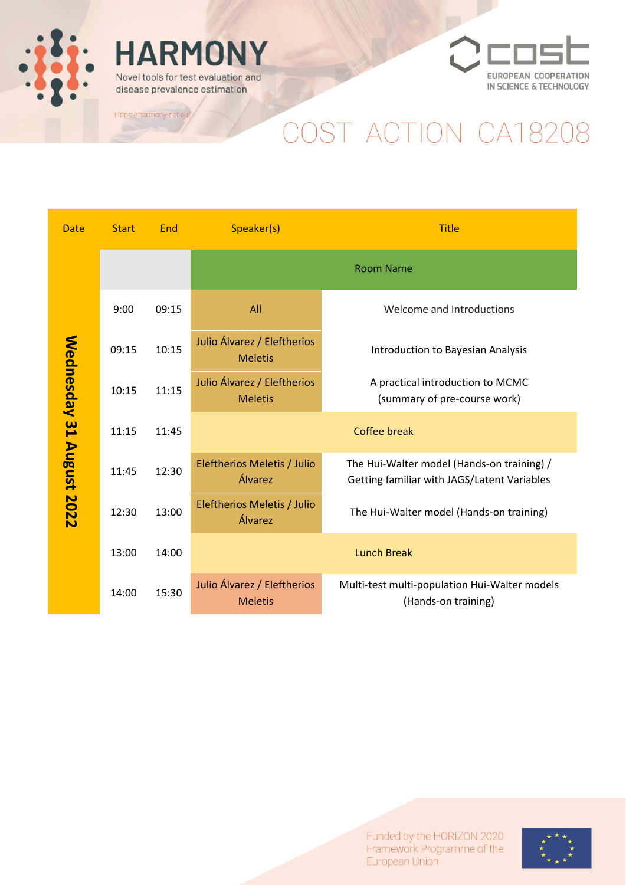# HARMONY

Novel tools for test evaluation and disease prevalence estimation

Https://harmony-net.eu/

COST EUROPEAN COOPERATION IN SCIENCE & TECHNOLOGY

## COST ACTION CA18208

| Date | Start | End | Speaker(s) | Title |
|---|---|---|---|---|
| Wednesday 31 August 2022 | | | Room Name | |
| | 9:00 | 09:15 | All | Welcome and Introductions |
| | 09:15 | 10:15 | Julio Álvarez / Eleftherios Meletis | Introduction to Bayesian Analysis |
| | 10:15 | 11:15 | Julio Álvarez / Eleftherios Meletis | A practical introduction to MCMC (summary of pre-course work) |
| | 11:15 | 11:45 | Coffee break | |
| | 11:45 | 12:30 | Eleftherios Meletis / Julio Álvarez | The Hui-Walter model (Hands-on training) / Getting familiar with JAGS/Latent Variables |
| | 12:30 | 13:00 | Eleftherios Meletis / Julio Álvarez | The Hui-Walter model (Hands-on training) |
| | 13:00 | 14:00 | Lunch Break | |
| | 14:00 | 15:30 | Julio Álvarez / Eleftherios Meletis | Multi-test multi-population Hui-Walter models (Hands-on training) |

Funded by the HORIZON 2020 Framework Programme of the European Union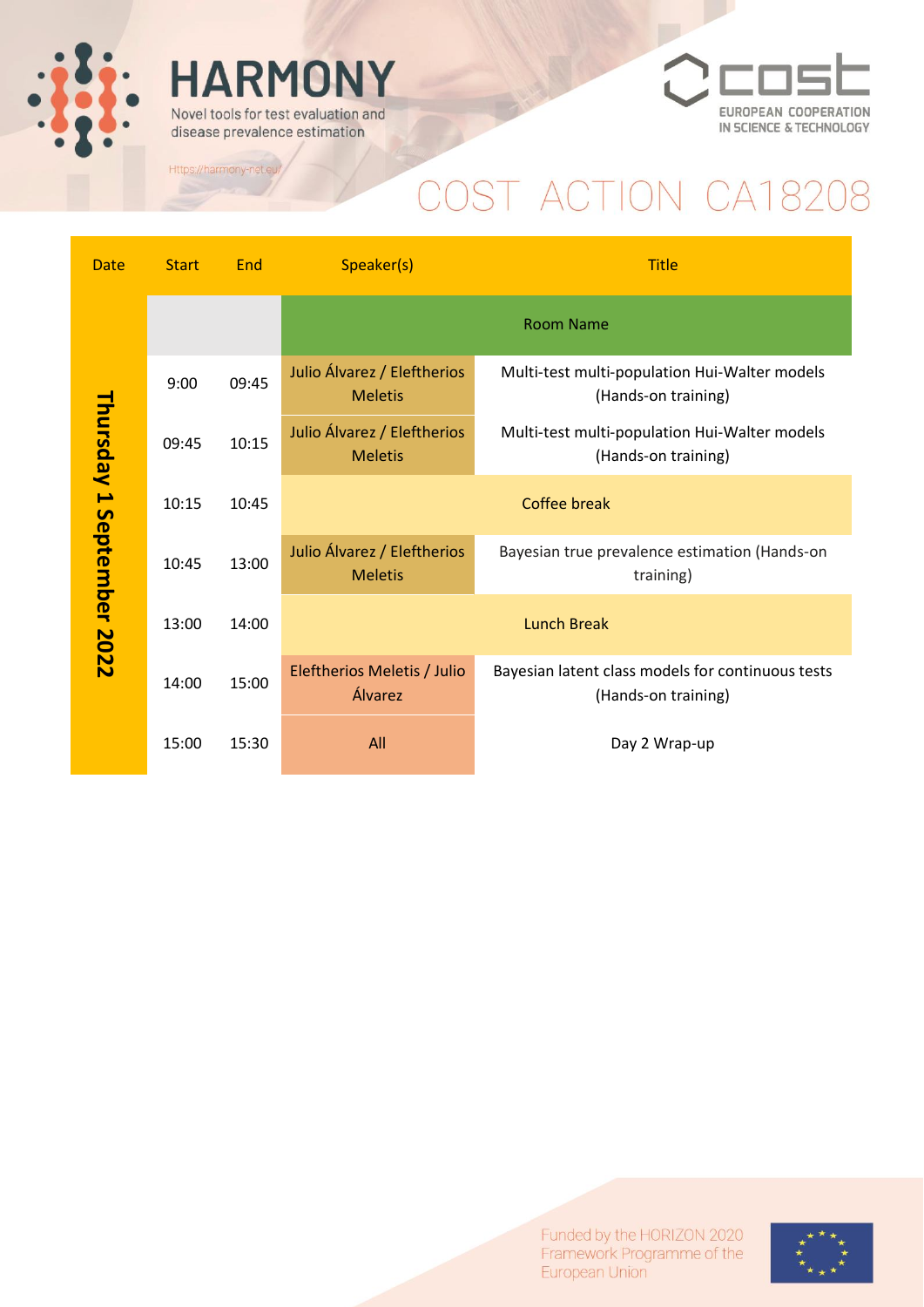HARMONY

Novel tools for test evaluation and disease prevalence estimation

Https://harmony-net.eu/

COST EUROPEAN COOPERATION IN SCIENCE & TECHNOLOGY

# COST ACTION CA18208

| Date | Start | End | Speaker(s) | Title |
|---|---|---|---|---|
| Thursday 1 September 2022 | | | Room Name | |
| | 9:00 | 09:45 | Julio Álvarez / Eleftherios Meletis | Multi-test multi-population Hui-Walter models (Hands-on training) |
| | 09:45 | 10:15 | Julio Álvarez / Eleftherios Meletis | Multi-test multi-population Hui-Walter models (Hands-on training) |
| | 10:15 | 10:45 | Coffee break | |
| | 10:45 | 13:00 | Julio Álvarez / Eleftherios Meletis | Bayesian true prevalence estimation (Hands-on training) |
| | 13:00 | 14:00 | Lunch Break | |
| | 14:00 | 15:00 | Eleftherios Meletis / Julio Álvarez | Bayesian latent class models for continuous tests (Hands-on training) |
| | 15:00 | 15:30 | All | Day 2 Wrap-up |

Funded by the HORIZON 2020 Framework Programme of the European Union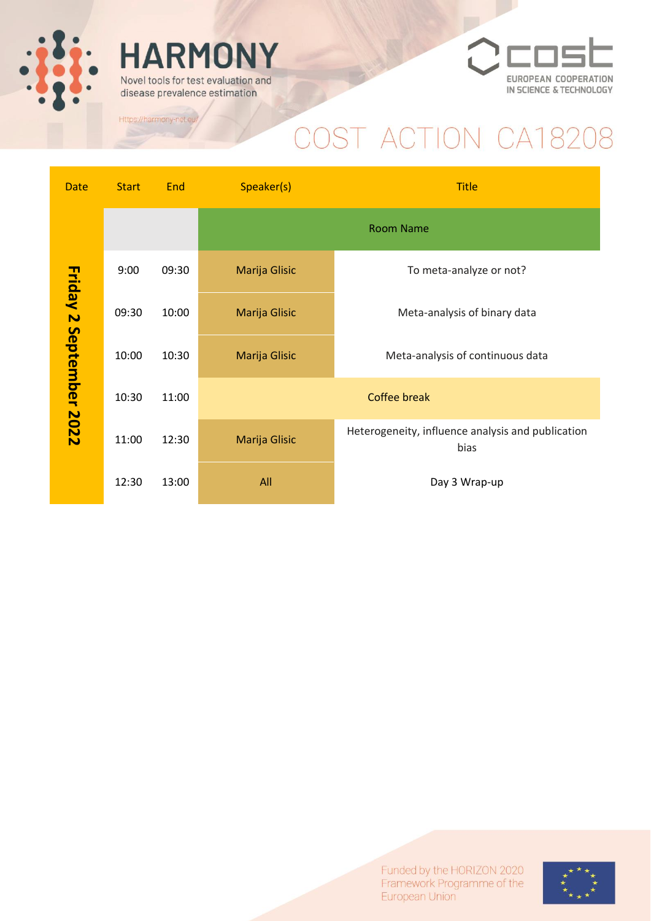# HARMONY

Novel tools for test evaluation and disease prevalence estimation

Https://harmony-net.eu/

COST EUROPEAN COOPERATION IN SCIENCE & TECHNOLOGY

COST ACTION CA18208

| Date | Start | End | Speaker(s) | Title |
|---|---|---|---|---|
| | | | Room Name | |
| Friday 2 September 2022 | 9:00 | 09:30 | Marija Glisic | To meta-analyze or not? |
| | 09:30 | 10:00 | Marija Glisic | Meta-analysis of binary data |
| | 10:00 | 10:30 | Marija Glisic | Meta-analysis of continuous data |
| | 10:30 | 11:00 | Coffee break | |
| | 11:00 | 12:30 | Marija Glisic | Heterogeneity, influence analysis and publication bias |
| | 12:30 | 13:00 | All | Day 3 Wrap-up |

Funded by the HORIZON 2020 Framework Programme of the European Union